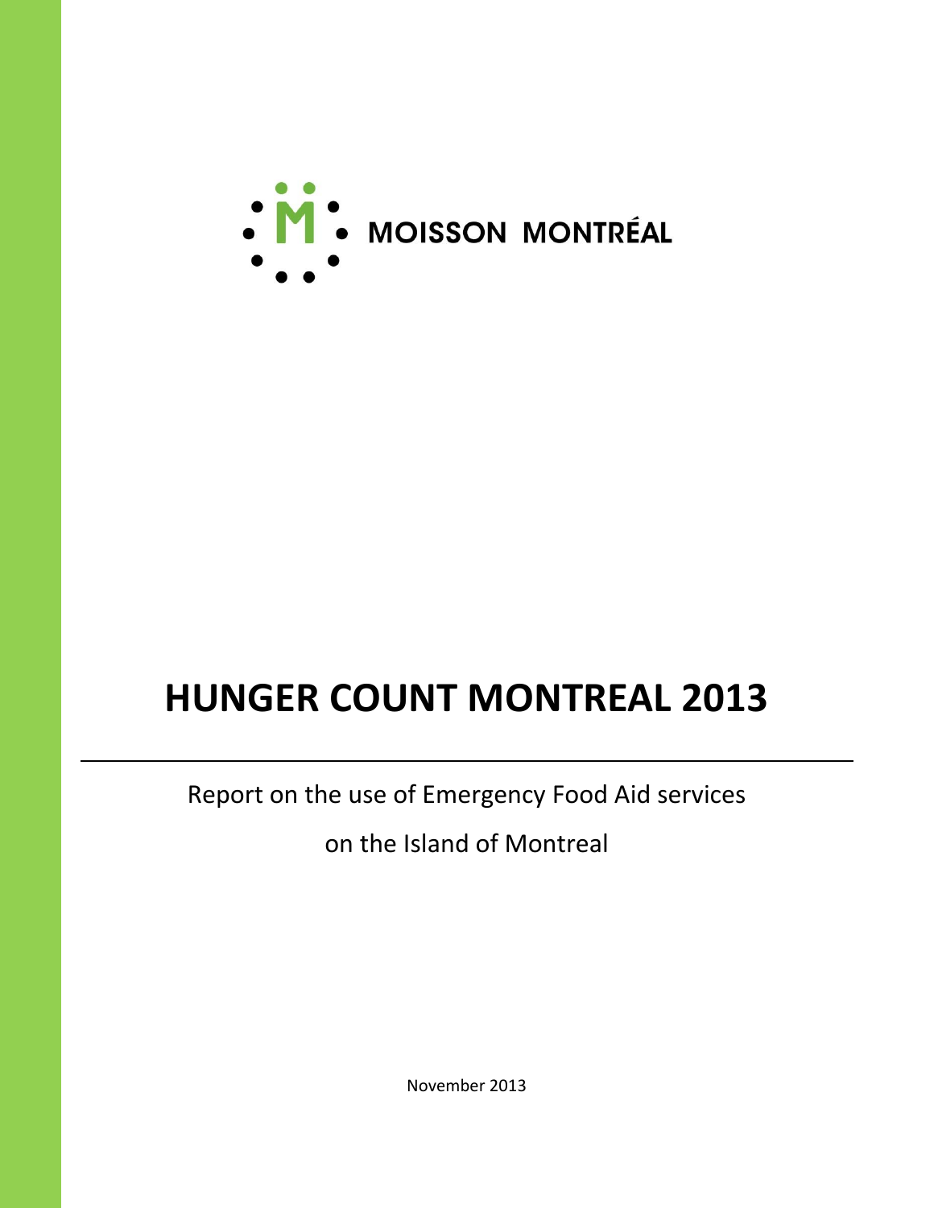MOISSON MONTRÉAL

# HUNGER COUNT MONTREAL 2013

---

Report on the use of Emergency Food Aid services

on the Island of Montreal

November 2013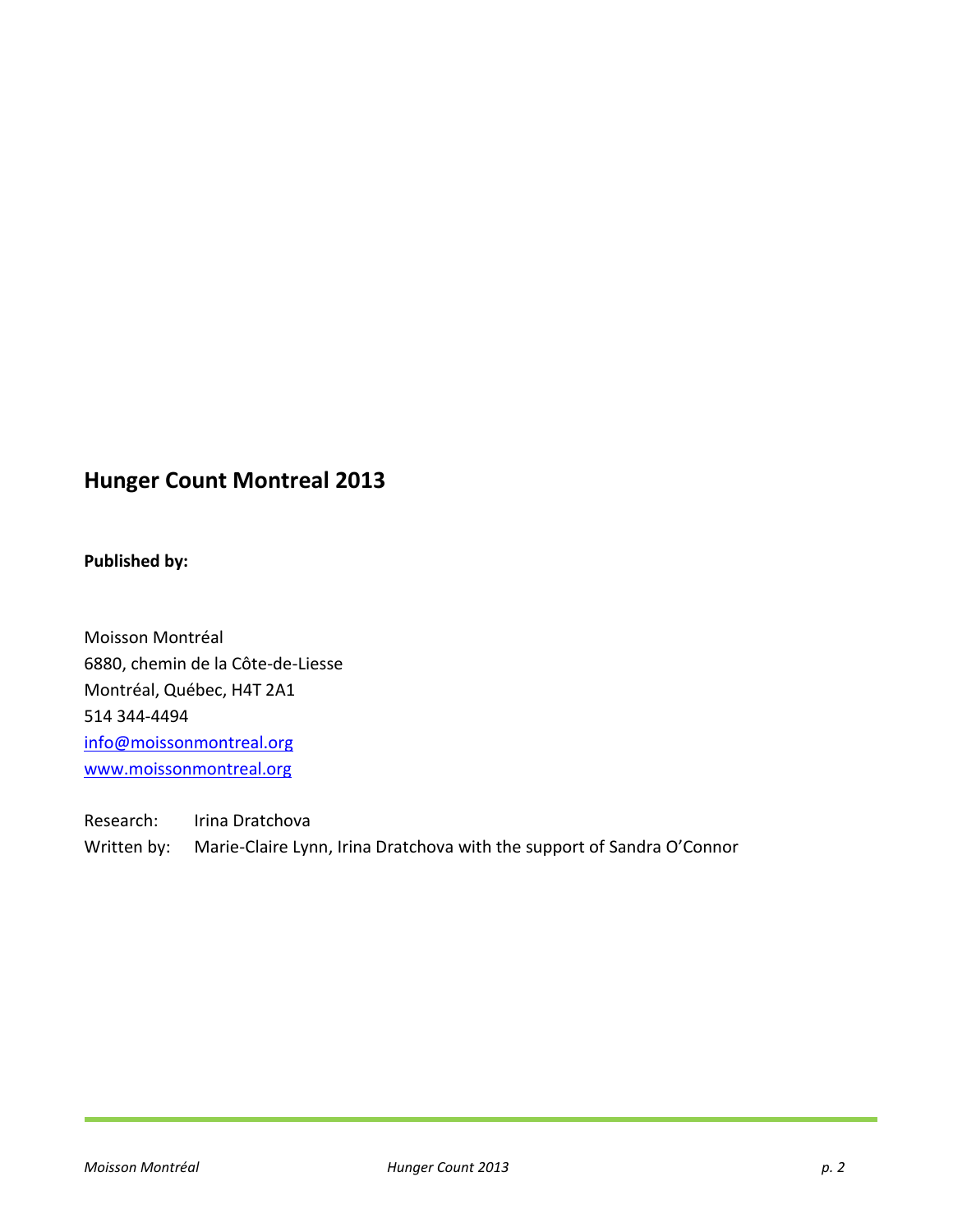## Hunger Count Montreal 2013

**Published by:**

Moisson Montréal
6880, chemin de la Côte-de-Liesse
Montréal, Québec, H4T 2A1
514 344-4494
info@moissonmontreal.org
www.moissonmontreal.org

Research: Irina Dratchova
Written by: Marie-Claire Lynn, Irina Dratchova with the support of Sandra O'Connor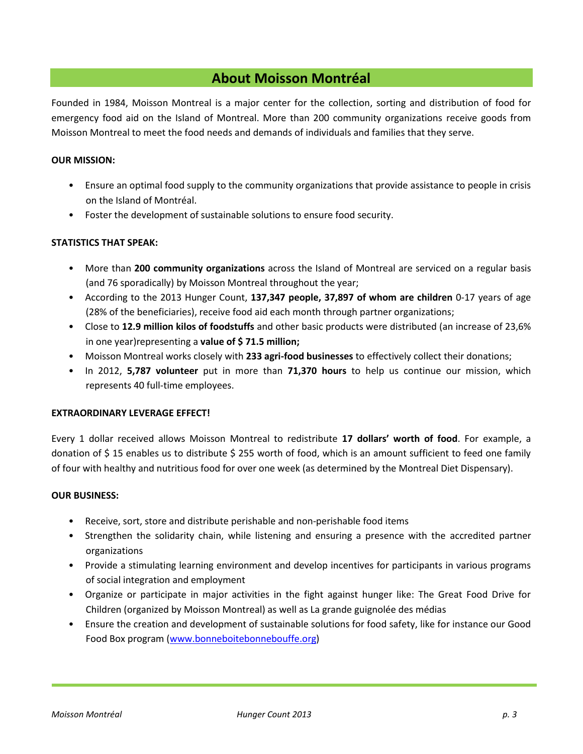# About Moisson Montréal

Founded in 1984, Moisson Montreal is a major center for the collection, sorting and distribution of food for emergency food aid on the Island of Montreal. More than 200 community organizations receive goods from Moisson Montreal to meet the food needs and demands of individuals and families that they serve.

**OUR MISSION:**

- Ensure an optimal food supply to the community organizations that provide assistance to people in crisis on the Island of Montréal.
- Foster the development of sustainable solutions to ensure food security.

**STATISTICS THAT SPEAK:**

- More than **200 community organizations** across the Island of Montreal are serviced on a regular basis (and 76 sporadically) by Moisson Montreal throughout the year;
- According to the 2013 Hunger Count, **137,347 people, 37,897 of whom are children** 0-17 years of age (28% of the beneficiaries), receive food aid each month through partner organizations;
- Close to **12.9 million kilos of foodstuffs** and other basic products were distributed (an increase of 23,6% in one year)representing a **value of $ 71.5 million;**
- Moisson Montreal works closely with **233 agri-food businesses** to effectively collect their donations;
- In 2012, **5,787 volunteer** put in more than **71,370 hours** to help us continue our mission, which represents 40 full-time employees.

**EXTRAORDINARY LEVERAGE EFFECT!**

Every 1 dollar received allows Moisson Montreal to redistribute **17 dollars' worth of food**. For example, a donation of $ 15 enables us to distribute $ 255 worth of food, which is an amount sufficient to feed one family of four with healthy and nutritious food for over one week (as determined by the Montreal Diet Dispensary).

**OUR BUSINESS:**

- Receive, sort, store and distribute perishable and non-perishable food items
- Strengthen the solidarity chain, while listening and ensuring a presence with the accredited partner organizations
- Provide a stimulating learning environment and develop incentives for participants in various programs of social integration and employment
- Organize or participate in major activities in the fight against hunger like: The Great Food Drive for Children (organized by Moisson Montreal) as well as La grande guignolée des médias
- Ensure the creation and development of sustainable solutions for food safety, like for instance our Good Food Box program ([www.bonneboitebonnebouffe.org](www.bonneboitebonnebouffe.org))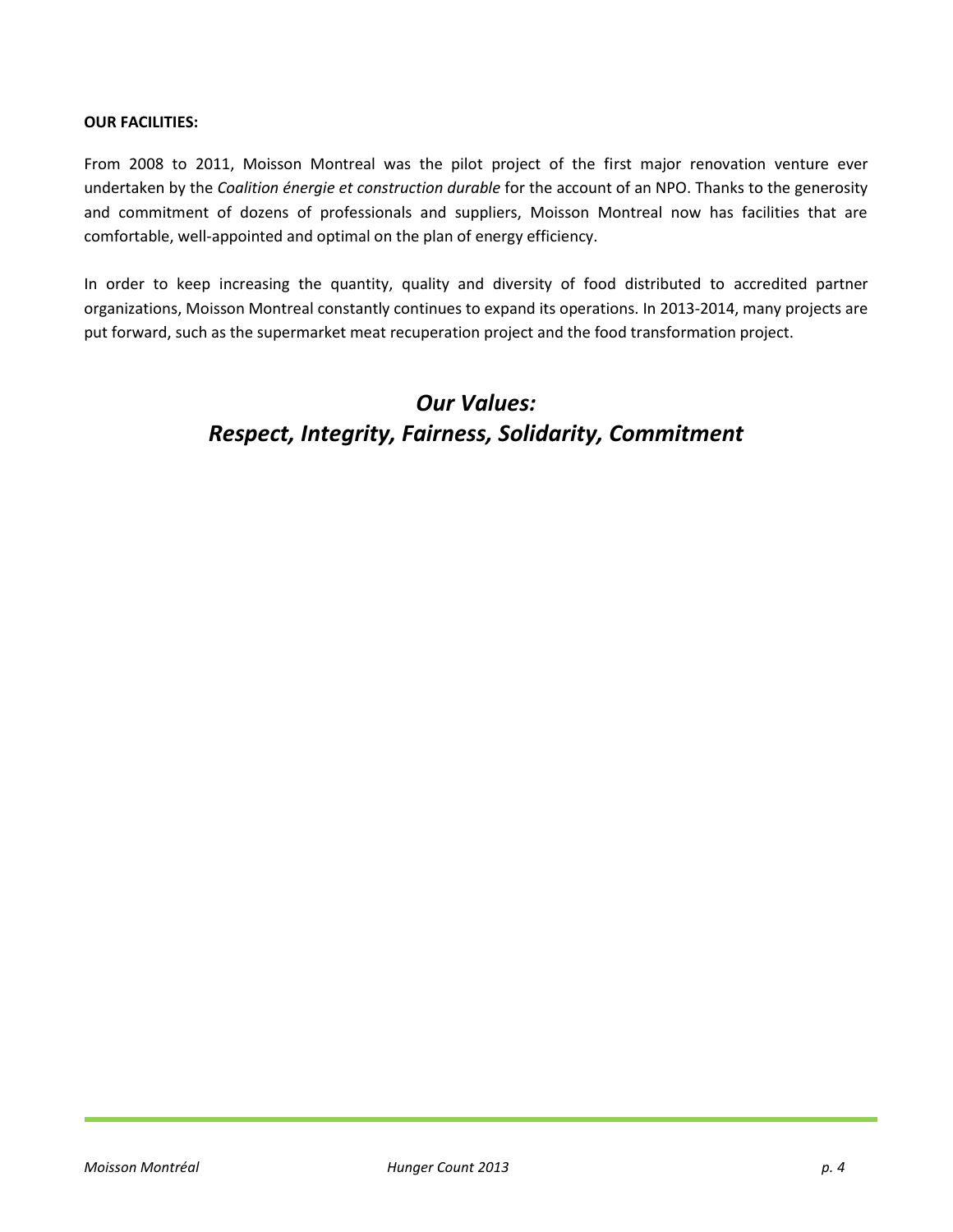**OUR FACILITIES:**

From 2008 to 2011, Moisson Montreal was the pilot project of the first major renovation venture ever undertaken by the *Coalition énergie et construction durable* for the account of an NPO. Thanks to the generosity and commitment of dozens of professionals and suppliers, Moisson Montreal now has facilities that are comfortable, well-appointed and optimal on the plan of energy efficiency.

In order to keep increasing the quantity, quality and diversity of food distributed to accredited partner organizations, Moisson Montreal constantly continues to expand its operations. In 2013-2014, many projects are put forward, such as the supermarket meat recuperation project and the food transformation project.

## *Our Values:*
## *Respect, Integrity, Fairness, Solidarity, Commitment*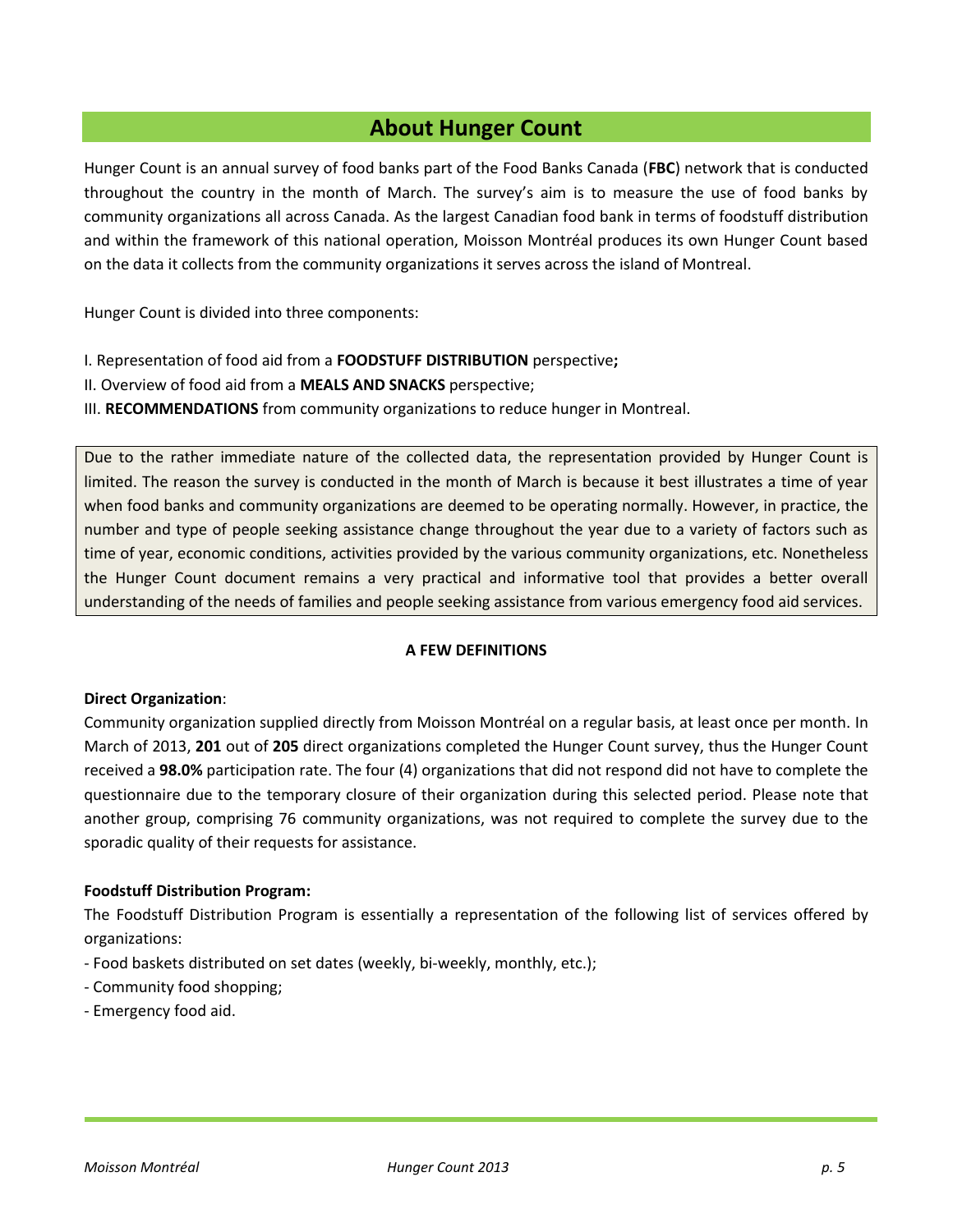# About Hunger Count

Hunger Count is an annual survey of food banks part of the Food Banks Canada (**FBC**) network that is conducted throughout the country in the month of March. The survey's aim is to measure the use of food banks by community organizations all across Canada. As the largest Canadian food bank in terms of foodstuff distribution and within the framework of this national operation, Moisson Montréal produces its own Hunger Count based on the data it collects from the community organizations it serves across the island of Montreal.

Hunger Count is divided into three components:

I. Representation of food aid from a **FOODSTUFF DISTRIBUTION** perspective**;**
II. Overview of food aid from a **MEALS AND SNACKS** perspective;
III. **RECOMMENDATIONS** from community organizations to reduce hunger in Montreal.

Due to the rather immediate nature of the collected data, the representation provided by Hunger Count is limited. The reason the survey is conducted in the month of March is because it best illustrates a time of year when food banks and community organizations are deemed to be operating normally. However, in practice, the number and type of people seeking assistance change throughout the year due to a variety of factors such as time of year, economic conditions, activities provided by the various community organizations, etc. Nonetheless the Hunger Count document remains a very practical and informative tool that provides a better overall understanding of the needs of families and people seeking assistance from various emergency food aid services.

**A FEW DEFINITIONS**

**Direct Organization**:
Community organization supplied directly from Moisson Montréal on a regular basis, at least once per month. In March of 2013, **201** out of **205** direct organizations completed the Hunger Count survey, thus the Hunger Count received a **98.0%** participation rate. The four (4) organizations that did not respond did not have to complete the questionnaire due to the temporary closure of their organization during this selected period. Please note that another group, comprising 76 community organizations, was not required to complete the survey due to the sporadic quality of their requests for assistance.

**Foodstuff Distribution Program:**
The Foodstuff Distribution Program is essentially a representation of the following list of services offered by organizations:
- Food baskets distributed on set dates (weekly, bi-weekly, monthly, etc.);
- Community food shopping;
- Emergency food aid.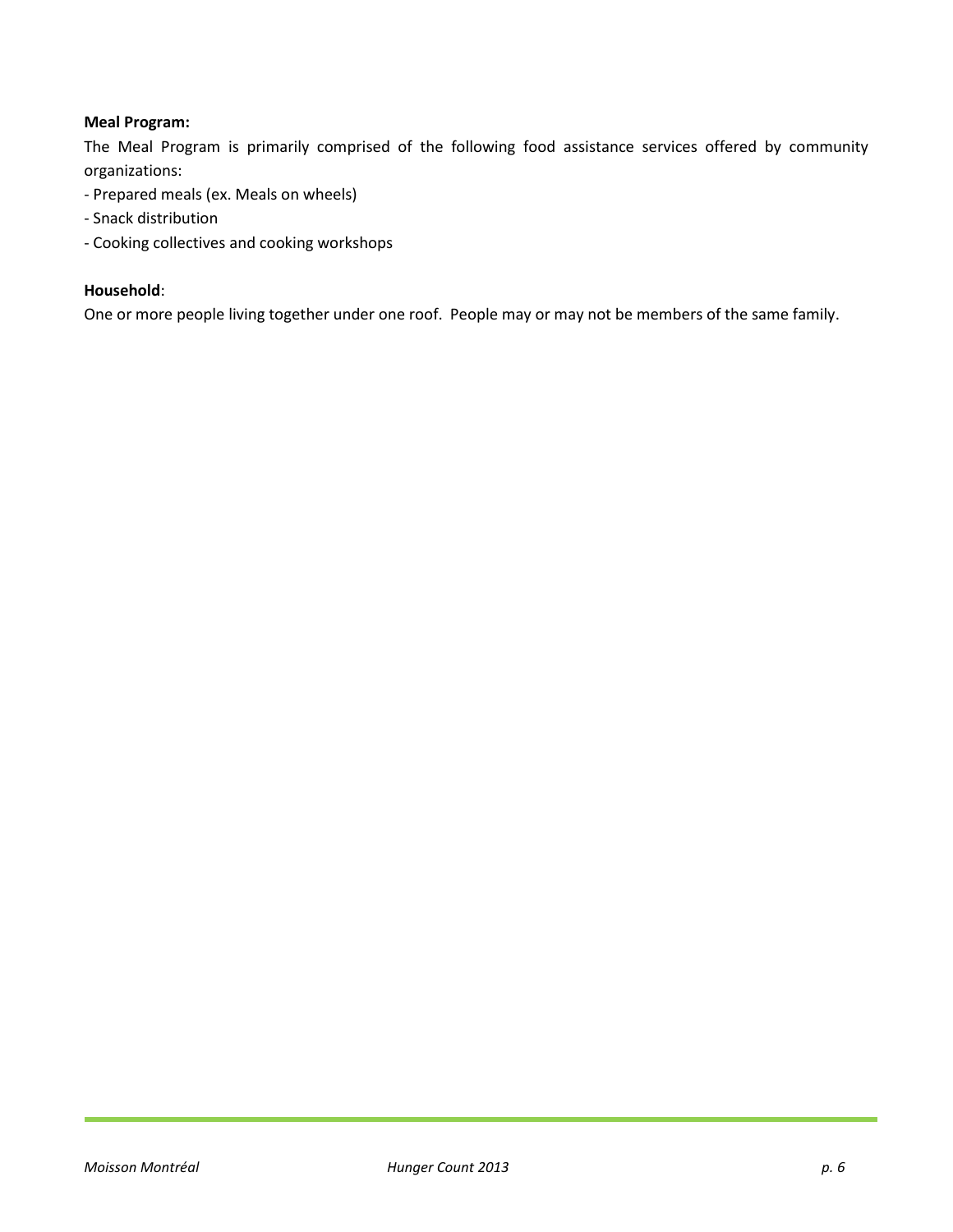**Meal Program:**

The Meal Program is primarily comprised of the following food assistance services offered by community organizations:

- Prepared meals (ex. Meals on wheels)
- Snack distribution
- Cooking collectives and cooking workshops

**Household**:

One or more people living together under one roof. People may or may not be members of the same family.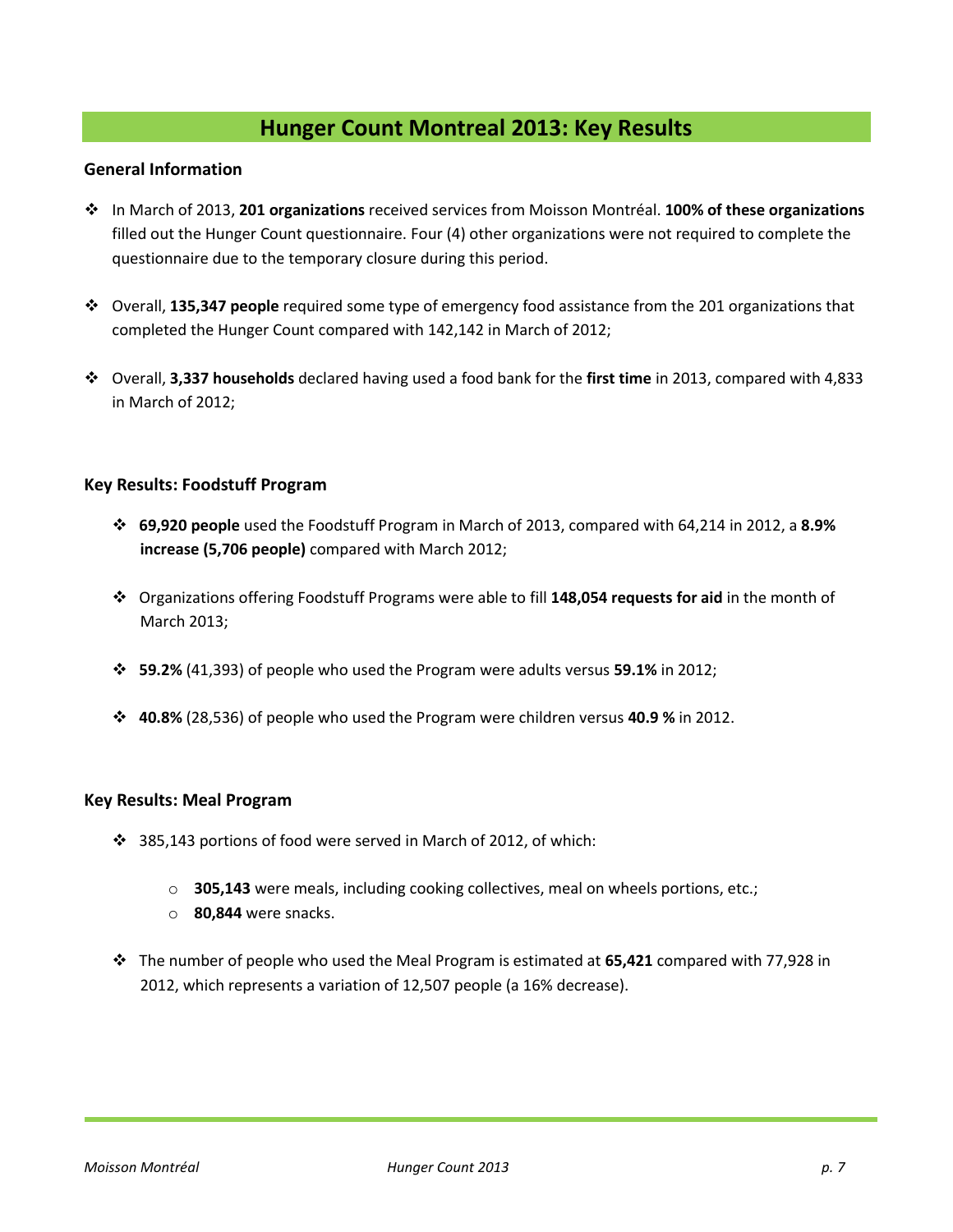# Hunger Count Montreal 2013: Key Results

## General Information

- In March of 2013, **201 organizations** received services from Moisson Montréal. **100% of these organizations** filled out the Hunger Count questionnaire. Four (4) other organizations were not required to complete the questionnaire due to the temporary closure during this period.
- Overall, **135,347 people** required some type of emergency food assistance from the 201 organizations that completed the Hunger Count compared with 142,142 in March of 2012;
- Overall, **3,337 households** declared having used a food bank for the **first time** in 2013, compared with 4,833 in March of 2012;

## Key Results: Foodstuff Program

- **69,920 people** used the Foodstuff Program in March of 2013, compared with 64,214 in 2012, a **8.9% increase (5,706 people)** compared with March 2012;
- Organizations offering Foodstuff Programs were able to fill **148,054 requests for aid** in the month of March 2013;
- **59.2%** (41,393) of people who used the Program were adults versus **59.1%** in 2012;
- **40.8%** (28,536) of people who used the Program were children versus **40.9 %** in 2012.

## Key Results: Meal Program

- 385,143 portions of food were served in March of 2012, of which:
  - **305,143** were meals, including cooking collectives, meal on wheels portions, etc.;
  - **80,844** were snacks.
- The number of people who used the Meal Program is estimated at **65,421** compared with 77,928 in 2012, which represents a variation of 12,507 people (a 16% decrease).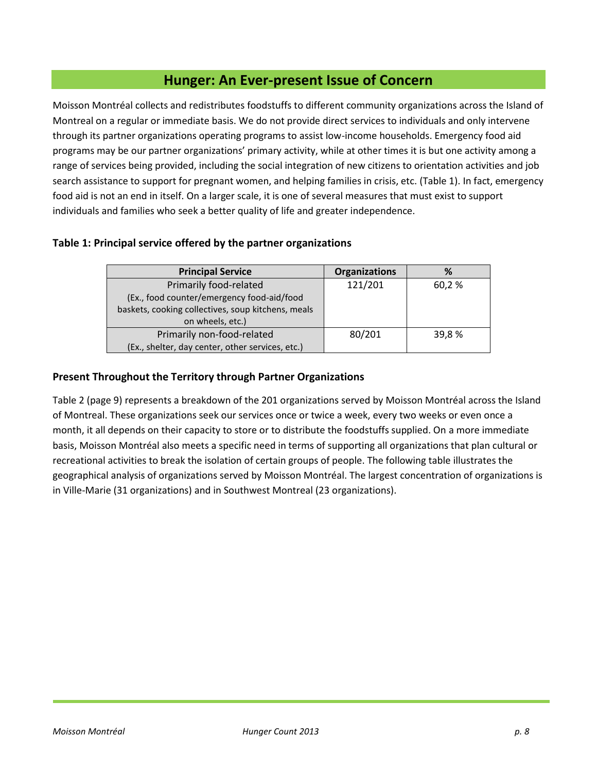# Hunger: An Ever-present Issue of Concern

Moisson Montréal collects and redistributes foodstuffs to different community organizations across the Island of Montreal on a regular or immediate basis. We do not provide direct services to individuals and only intervene through its partner organizations operating programs to assist low-income households. Emergency food aid programs may be our partner organizations' primary activity, while at other times it is but one activity among a range of services being provided, including the social integration of new citizens to orientation activities and job search assistance to support for pregnant women, and helping families in crisis, etc. (Table 1). In fact, emergency food aid is not an end in itself. On a larger scale, it is one of several measures that must exist to support individuals and families who seek a better quality of life and greater independence.

**Table 1: Principal service offered by the partner organizations**

| Principal Service | Organizations | % |
|---|---|---|
| Primarily food-related (Ex., food counter/emergency food-aid/food baskets, cooking collectives, soup kitchens, meals on wheels, etc.) | 121/201 | 60,2 % |
| Primarily non-food-related (Ex., shelter, day center, other services, etc.) | 80/201 | 39,8 % |

### Present Throughout the Territory through Partner Organizations

Table 2 (page 9) represents a breakdown of the 201 organizations served by Moisson Montréal across the Island of Montreal. These organizations seek our services once or twice a week, every two weeks or even once a month, it all depends on their capacity to store or to distribute the foodstuffs supplied. On a more immediate basis, Moisson Montréal also meets a specific need in terms of supporting all organizations that plan cultural or recreational activities to break the isolation of certain groups of people. The following table illustrates the geographical analysis of organizations served by Moisson Montréal. The largest concentration of organizations is in Ville-Marie (31 organizations) and in Southwest Montreal (23 organizations).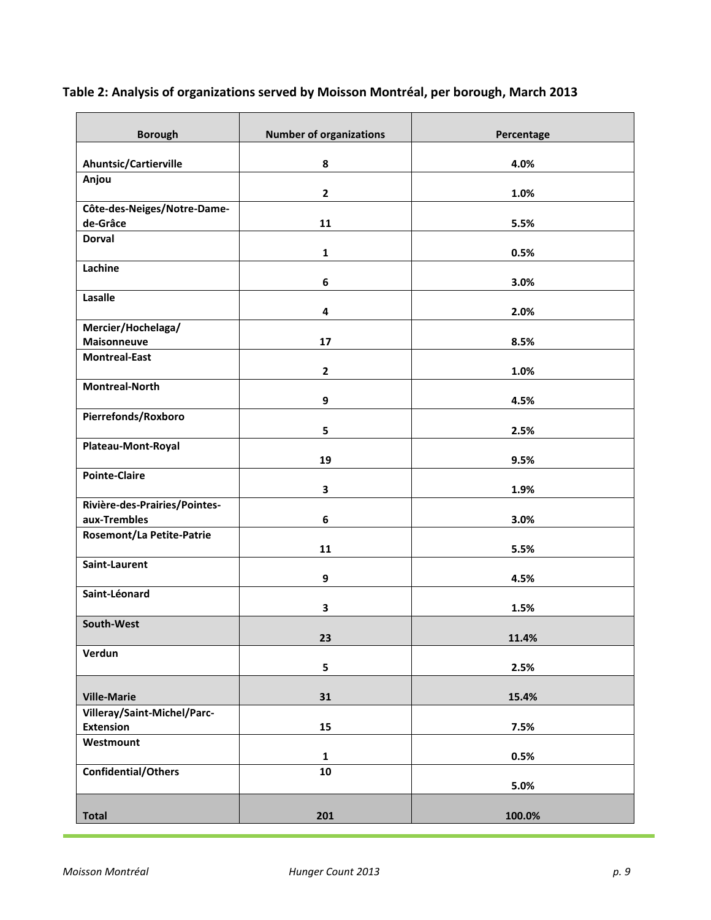**Table 2: Analysis of organizations served by Moisson Montréal, per borough, March 2013**

| Borough | Number of organizations | Percentage |
|---|---|---|
| Ahuntsic/Cartierville | 8 | 4.0% |
| Anjou | 2 | 1.0% |
| Côte-des-Neiges/Notre-Dame-de-Grâce | 11 | 5.5% |
| Dorval | 1 | 0.5% |
| Lachine | 6 | 3.0% |
| Lasalle | 4 | 2.0% |
| Mercier/Hochelaga/ Maisonneuve | 17 | 8.5% |
| Montreal-East | 2 | 1.0% |
| Montreal-North | 9 | 4.5% |
| Pierrefonds/Roxboro | 5 | 2.5% |
| Plateau-Mont-Royal | 19 | 9.5% |
| Pointe-Claire | 3 | 1.9% |
| Rivière-des-Prairies/Pointes-aux-Trembles | 6 | 3.0% |
| Rosemont/La Petite-Patrie | 11 | 5.5% |
| Saint-Laurent | 9 | 4.5% |
| Saint-Léonard | 3 | 1.5% |
| South-West | 23 | 11.4% |
| Verdun | 5 | 2.5% |
| Ville-Marie | 31 | 15.4% |
| Villeray/Saint-Michel/Parc-Extension | 15 | 7.5% |
| Westmount | 1 | 0.5% |
| Confidential/Others | 10 | 5.0% |
| Total | 201 | 100.0% |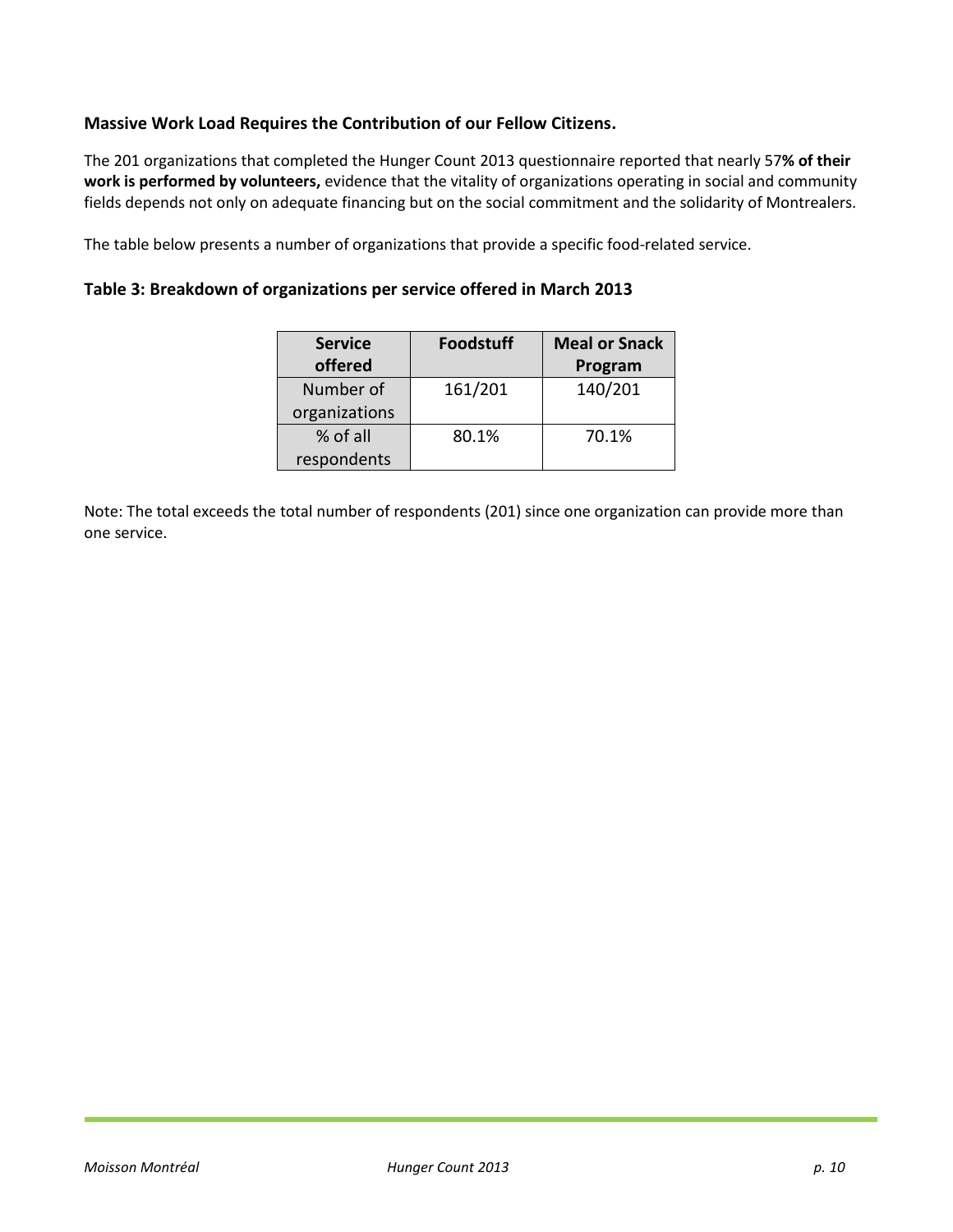### Massive Work Load Requires the Contribution of our Fellow Citizens.

The 201 organizations that completed the Hunger Count 2013 questionnaire reported that nearly 57**% of their work is performed by volunteers,** evidence that the vitality of organizations operating in social and community fields depends not only on adequate financing but on the social commitment and the solidarity of Montrealers.

The table below presents a number of organizations that provide a specific food-related service.

### Table 3: Breakdown of organizations per service offered in March 2013

| Service offered | Foodstuff | Meal or Snack Program |
|---|---|---|
| Number of organizations | 161/201 | 140/201 |
| % of all respondents | 80.1% | 70.1% |

Note: The total exceeds the total number of respondents (201) since one organization can provide more than one service.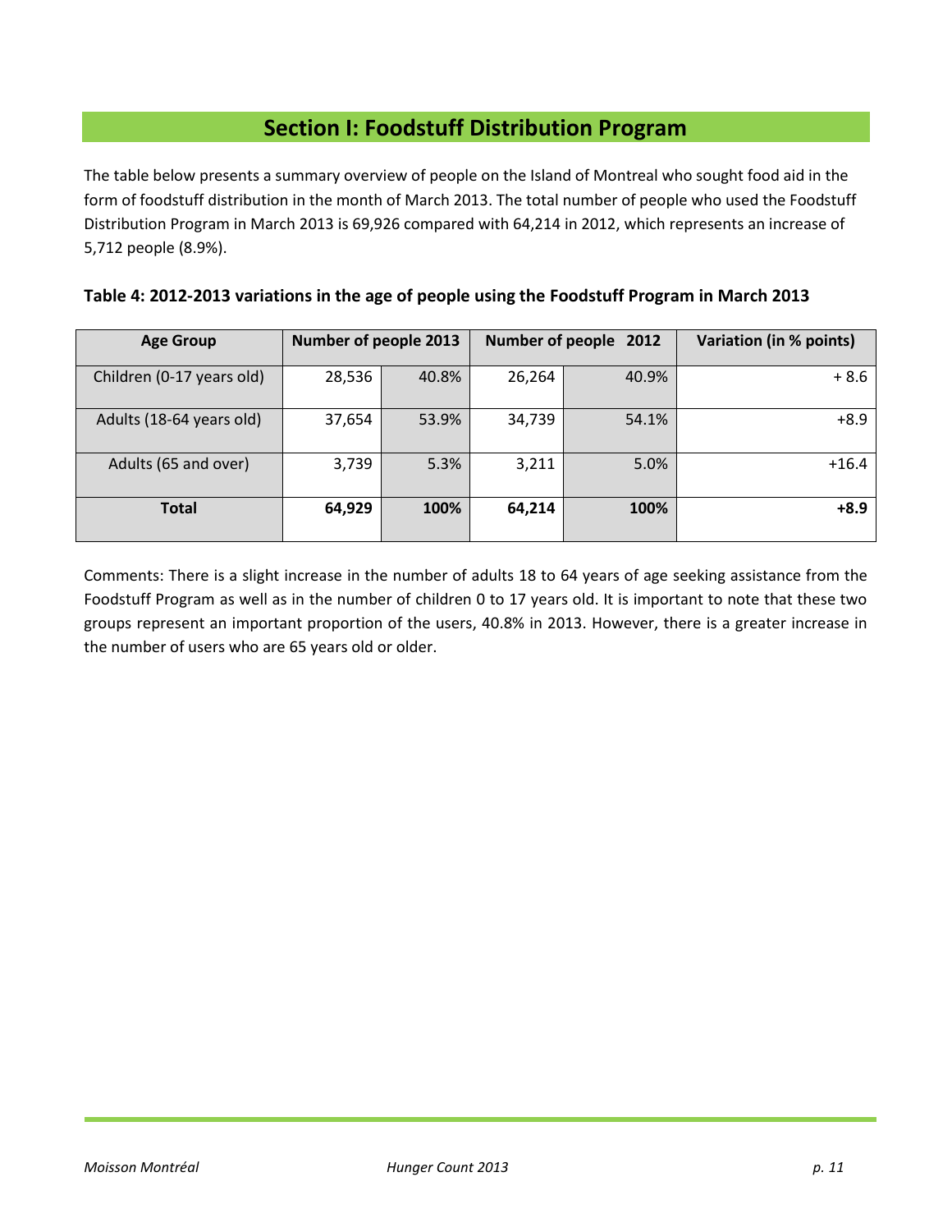# Section I: Foodstuff Distribution Program

The table below presents a summary overview of people on the Island of Montreal who sought food aid in the form of foodstuff distribution in the month of March 2013. The total number of people who used the Foodstuff Distribution Program in March 2013 is 69,926 compared with 64,214 in 2012, which represents an increase of 5,712 people (8.9%).

**Table 4: 2012-2013 variations in the age of people using the Foodstuff Program in March 2013**

| Age Group | Number of people 2013 | | Number of people 2012 | | Variation (in % points) |
|---|---|---|---|---|---|
| Children (0-17 years old) | 28,536 | 40.8% | 26,264 | 40.9% | + 8.6 |
| Adults (18-64 years old) | 37,654 | 53.9% | 34,739 | 54.1% | +8.9 |
| Adults (65 and over) | 3,739 | 5.3% | 3,211 | 5.0% | +16.4 |
| **Total** | **64,929** | **100%** | **64,214** | **100%** | **+8.9** |

Comments: There is a slight increase in the number of adults 18 to 64 years of age seeking assistance from the Foodstuff Program as well as in the number of children 0 to 17 years old. It is important to note that these two groups represent an important proportion of the users, 40.8% in 2013. However, there is a greater increase in the number of users who are 65 years old or older.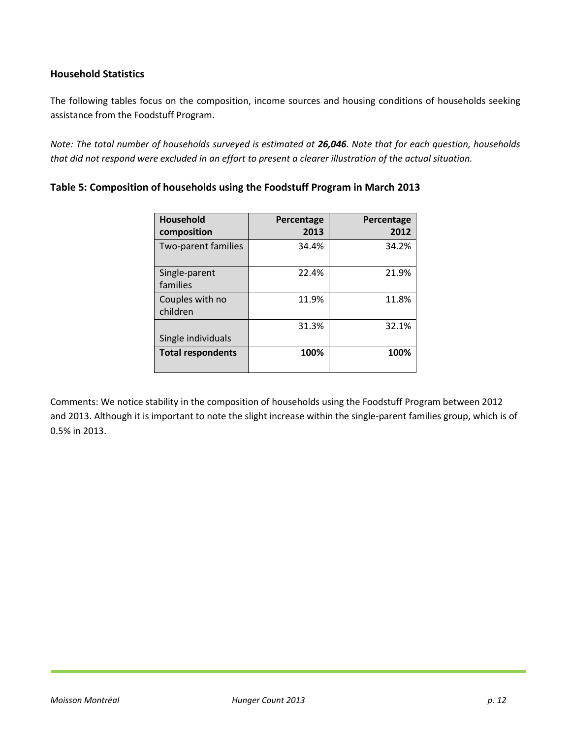### Household Statistics

The following tables focus on the composition, income sources and housing conditions of households seeking assistance from the Foodstuff Program.

*Note: The total number of households surveyed is estimated at **26,046**. Note that for each question, households that did not respond were excluded in an effort to present a clearer illustration of the actual situation.*

### Table 5: Composition of households using the Foodstuff Program in March 2013

| Household composition | Percentage 2013 | Percentage 2012 |
|---|---|---|
| Two-parent families | 34.4% | 34.2% |
| Single-parent families | 22.4% | 21.9% |
| Couples with no children | 11.9% | 11.8% |
| Single individuals | 31.3% | 32.1% |
| **Total respondents** | **100%** | **100%** |

Comments: We notice stability in the composition of households using the Foodstuff Program between 2012 and 2013. Although it is important to note the slight increase within the single-parent families group, which is of 0.5% in 2013.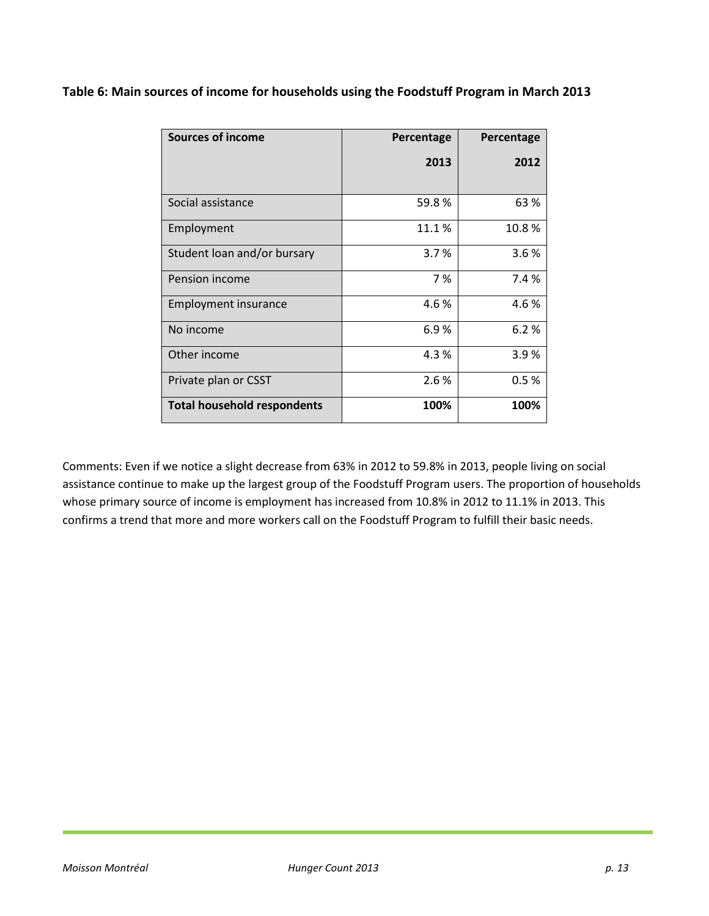**Table 6: Main sources of income for households using the Foodstuff Program in March 2013**

| Sources of income | Percentage 2013 | Percentage 2012 |
|---|---:|---:|
| Social assistance | 59.8 % | 63 % |
| Employment | 11.1 % | 10.8 % |
| Student loan and/or bursary | 3.7 % | 3.6 % |
| Pension income | 7 % | 7.4 % |
| Employment insurance | 4.6 % | 4.6 % |
| No income | 6.9 % | 6.2 % |
| Other income | 4.3 % | 3.9 % |
| Private plan or CSST | 2.6 % | 0.5 % |
| **Total household respondents** | **100%** | **100%** |

Comments: Even if we notice a slight decrease from 63% in 2012 to 59.8% in 2013, people living on social assistance continue to make up the largest group of the Foodstuff Program users. The proportion of households whose primary source of income is employment has increased from 10.8% in 2012 to 11.1% in 2013. This confirms a trend that more and more workers call on the Foodstuff Program to fulfill their basic needs.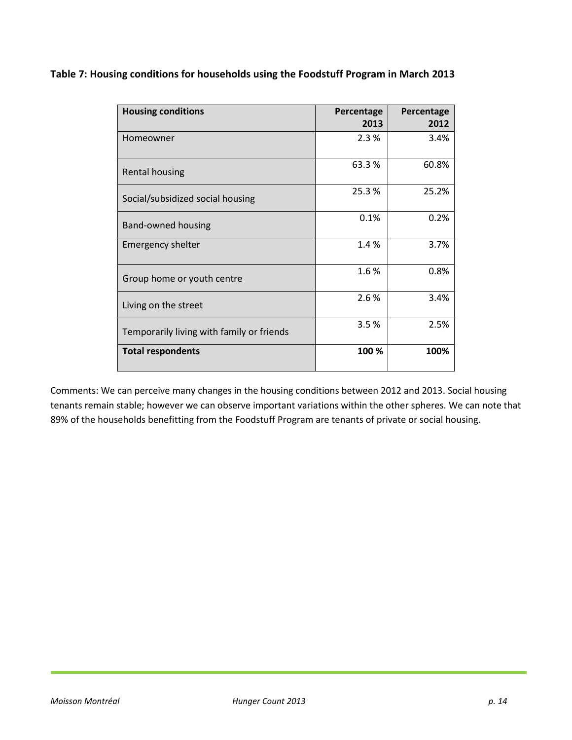**Table 7: Housing conditions for households using the Foodstuff Program in March 2013**

| Housing conditions | Percentage 2013 | Percentage 2012 |
|---|---|---|
| Homeowner | 2.3 % | 3.4% |
| Rental housing | 63.3 % | 60.8% |
| Social/subsidized social housing | 25.3 % | 25.2% |
| Band-owned housing | 0.1% | 0.2% |
| Emergency shelter | 1.4 % | 3.7% |
| Group home or youth centre | 1.6 % | 0.8% |
| Living on the street | 2.6 % | 3.4% |
| Temporarily living with family or friends | 3.5 % | 2.5% |
| **Total respondents** | **100 %** | **100%** |

Comments: We can perceive many changes in the housing conditions between 2012 and 2013. Social housing tenants remain stable; however we can observe important variations within the other spheres. We can note that 89% of the households benefitting from the Foodstuff Program are tenants of private or social housing.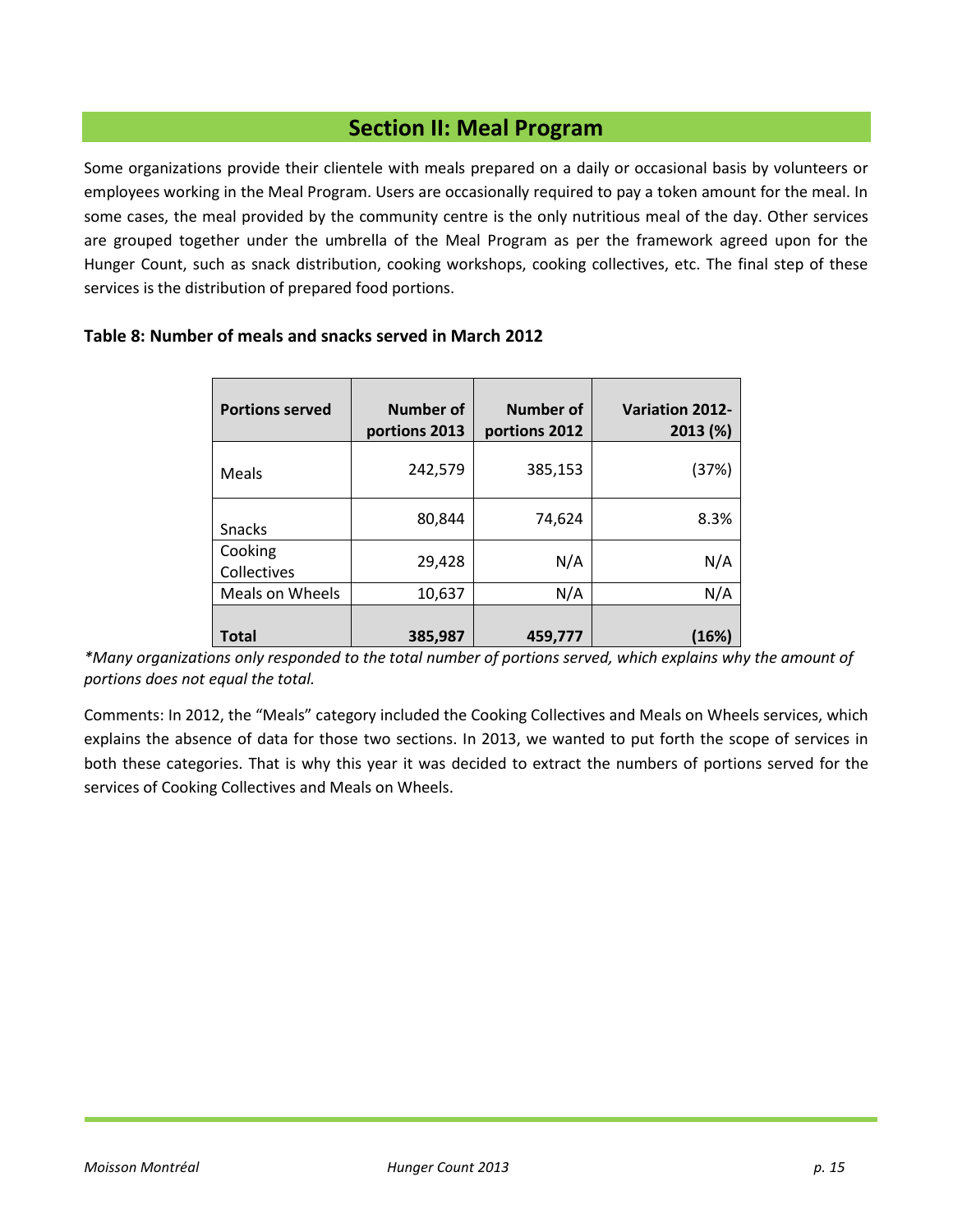## Section II: Meal Program

Some organizations provide their clientele with meals prepared on a daily or occasional basis by volunteers or employees working in the Meal Program. Users are occasionally required to pay a token amount for the meal. In some cases, the meal provided by the community centre is the only nutritious meal of the day. Other services are grouped together under the umbrella of the Meal Program as per the framework agreed upon for the Hunger Count, such as snack distribution, cooking workshops, cooking collectives, etc. The final step of these services is the distribution of prepared food portions.

**Table 8: Number of meals and snacks served in March 2012**

| Portions served | Number of portions 2013 | Number of portions 2012 | Variation 2012-2013 (%) |
|---|---:|---:|---:|
| Meals | 242,579 | 385,153 | (37%) |
| Snacks | 80,844 | 74,624 | 8.3% |
| Cooking Collectives | 29,428 | N/A | N/A |
| Meals on Wheels | 10,637 | N/A | N/A |
| **Total** | **385,987** | **459,777** | **(16%)** |

*\*Many organizations only responded to the total number of portions served, which explains why the amount of portions does not equal the total.*

Comments: In 2012, the "Meals" category included the Cooking Collectives and Meals on Wheels services, which explains the absence of data for those two sections. In 2013, we wanted to put forth the scope of services in both these categories. That is why this year it was decided to extract the numbers of portions served for the services of Cooking Collectives and Meals on Wheels.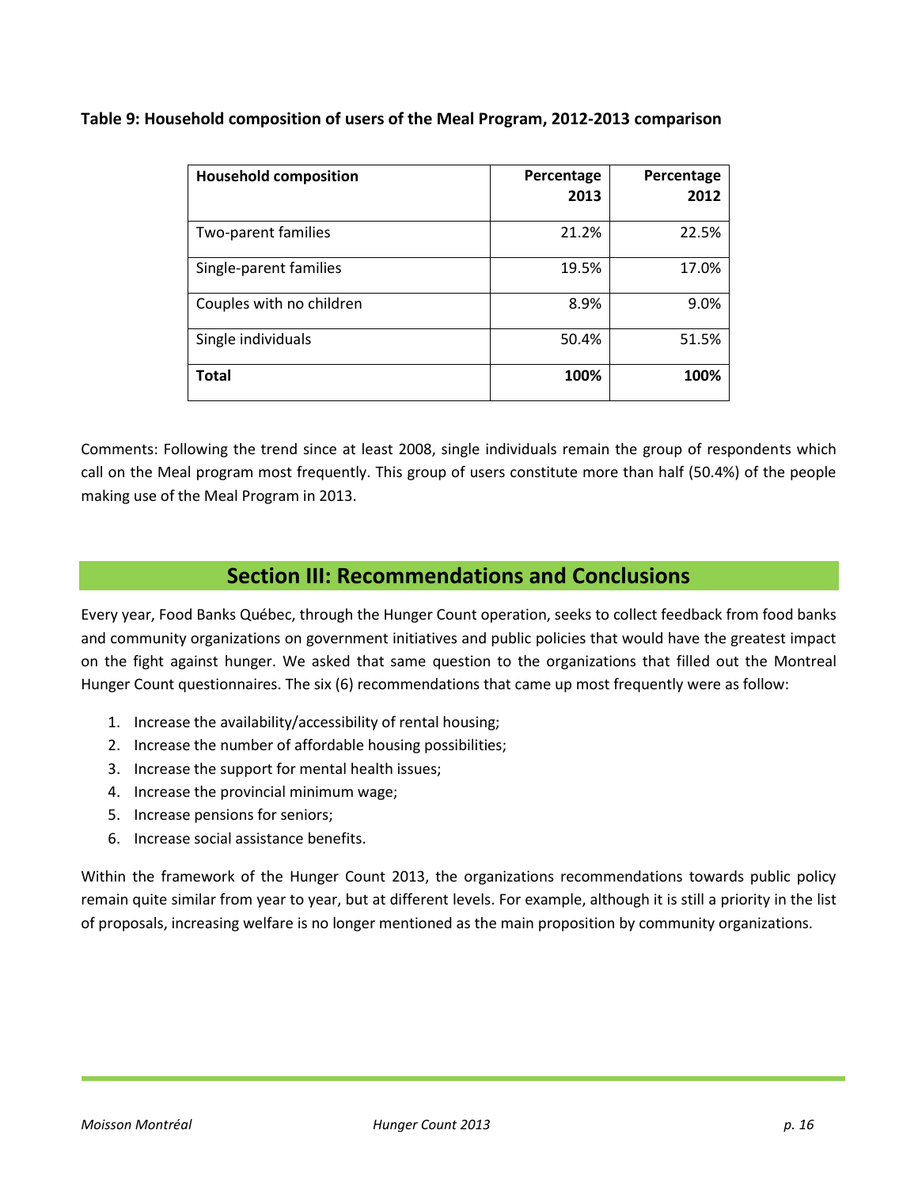**Table 9: Household composition of users of the Meal Program, 2012-2013 comparison**

| Household composition | Percentage 2013 | Percentage 2012 |
|---|---|---|
| Two-parent families | 21.2% | 22.5% |
| Single-parent families | 19.5% | 17.0% |
| Couples with no children | 8.9% | 9.0% |
| Single individuals | 50.4% | 51.5% |
| **Total** | **100%** | **100%** |

Comments: Following the trend since at least 2008, single individuals remain the group of respondents which call on the Meal program most frequently. This group of users constitute more than half (50.4%) of the people making use of the Meal Program in 2013.

## Section III: Recommendations and Conclusions

Every year, Food Banks Québec, through the Hunger Count operation, seeks to collect feedback from food banks and community organizations on government initiatives and public policies that would have the greatest impact on the fight against hunger. We asked that same question to the organizations that filled out the Montreal Hunger Count questionnaires. The six (6) recommendations that came up most frequently were as follow:

1. Increase the availability/accessibility of rental housing;
2. Increase the number of affordable housing possibilities;
3. Increase the support for mental health issues;
4. Increase the provincial minimum wage;
5. Increase pensions for seniors;
6. Increase social assistance benefits.

Within the framework of the Hunger Count 2013, the organizations recommendations towards public policy remain quite similar from year to year, but at different levels. For example, although it is still a priority in the list of proposals, increasing welfare is no longer mentioned as the main proposition by community organizations.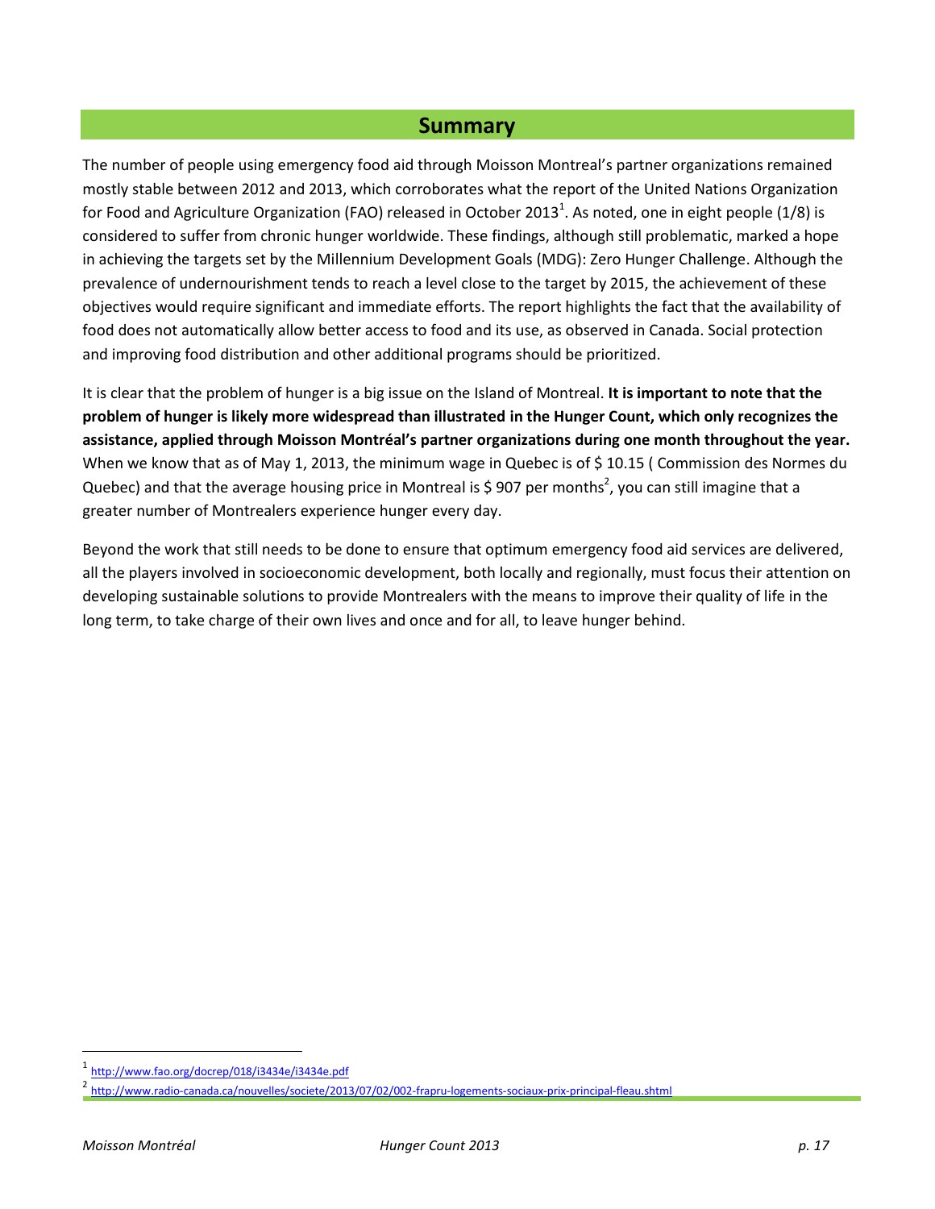## Summary

The number of people using emergency food aid through Moisson Montreal's partner organizations remained mostly stable between 2012 and 2013, which corroborates what the report of the United Nations Organization for Food and Agriculture Organization (FAO) released in October 2013[1]. As noted, one in eight people (1/8) is considered to suffer from chronic hunger worldwide. These findings, although still problematic, marked a hope in achieving the targets set by the Millennium Development Goals (MDG): Zero Hunger Challenge. Although the prevalence of undernourishment tends to reach a level close to the target by 2015, the achievement of these objectives would require significant and immediate efforts. The report highlights the fact that the availability of food does not automatically allow better access to food and its use, as observed in Canada. Social protection and improving food distribution and other additional programs should be prioritized.

It is clear that the problem of hunger is a big issue on the Island of Montreal. **It is important to note that the problem of hunger is likely more widespread than illustrated in the Hunger Count, which only recognizes the assistance, applied through Moisson Montréal's partner organizations during one month throughout the year.** When we know that as of May 1, 2013, the minimum wage in Quebec is of $ 10.15 ( Commission des Normes du Quebec) and that the average housing price in Montreal is $ 907 per months[2], you can still imagine that a greater number of Montrealers experience hunger every day.

Beyond the work that still needs to be done to ensure that optimum emergency food aid services are delivered, all the players involved in socioeconomic development, both locally and regionally, must focus their attention on developing sustainable solutions to provide Montrealers with the means to improve their quality of life in the long term, to take charge of their own lives and once and for all, to leave hunger behind.

---

[1] http://www.fao.org/docrep/018/i3434e/i3434e.pdf

[2] http://www.radio-canada.ca/nouvelles/societe/2013/07/02/002-frapru-logements-sociaux-prix-principal-fleau.shtml